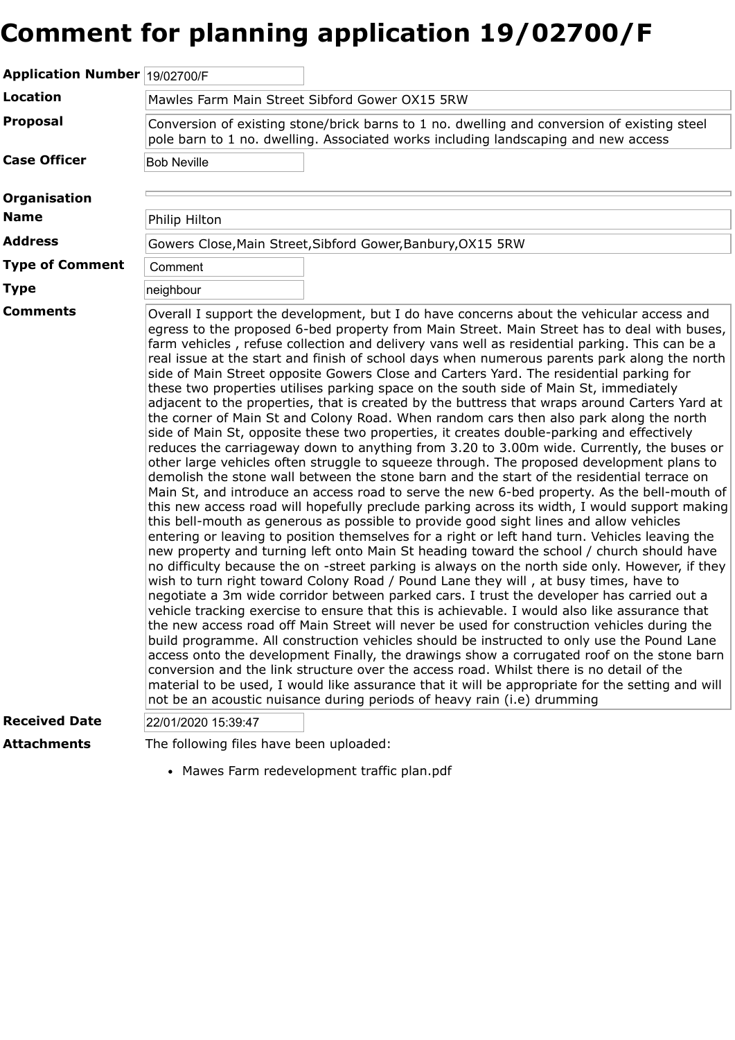# Comment for planning application 19/02700/F

| | |
|---|---|
| **Application Number** | 19/02700/F |
| **Location** | Mawles Farm Main Street Sibford Gower OX15 5RW |
| **Proposal** | Conversion of existing stone/brick barns to 1 no. dwelling and conversion of existing steel pole barn to 1 no. dwelling. Associated works including landscaping and new access |
| **Case Officer** | Bob Neville |
| **Organisation** | |
| **Name** | Philip Hilton |
| **Address** | Gowers Close,Main Street,Sibford Gower,Banbury,OX15 5RW |
| **Type of Comment** | Comment |
| **Type** | neighbour |
| **Comments** | Overall I support the development, but I do have concerns about the vehicular access and egress to the proposed 6-bed property from Main Street. Main Street has to deal with buses, farm vehicles , refuse collection and delivery vans well as residential parking. This can be a real issue at the start and finish of school days when numerous parents park along the north side of Main Street opposite Gowers Close and Carters Yard. The residential parking for these two properties utilises parking space on the south side of Main St, immediately adjacent to the properties, that is created by the buttress that wraps around Carters Yard at the corner of Main St and Colony Road. When random cars then also park along the north side of Main St, opposite these two properties, it creates double-parking and effectively reduces the carriageway down to anything from 3.20 to 3.00m wide. Currently, the buses or other large vehicles often struggle to squeeze through. The proposed development plans to demolish the stone wall between the stone barn and the start of the residential terrace on Main St, and introduce an access road to serve the new 6-bed property. As the bell-mouth of this new access road will hopefully preclude parking across its width, I would support making this bell-mouth as generous as possible to provide good sight lines and allow vehicles entering or leaving to position themselves for a right or left hand turn. Vehicles leaving the new property and turning left onto Main St heading toward the school / church should have no difficulty because the on -street parking is always on the north side only. However, if they wish to turn right toward Colony Road / Pound Lane they will , at busy times, have to negotiate a 3m wide corridor between parked cars. I trust the developer has carried out a vehicle tracking exercise to ensure that this is achievable. I would also like assurance that the new access road off Main Street will never be used for construction vehicles during the build programme. All construction vehicles should be instructed to only use the Pound Lane access onto the development Finally, the drawings show a corrugated roof on the stone barn conversion and the link structure over the access road. Whilst there is no detail of the material to be used, I would like assurance that it will be appropriate for the setting and will not be an acoustic nuisance during periods of heavy rain (i.e) drumming |
| **Received Date** | 22/01/2020 15:39:47 |
| **Attachments** | The following files have been uploaded:<br>• Mawes Farm redevelopment traffic plan.pdf |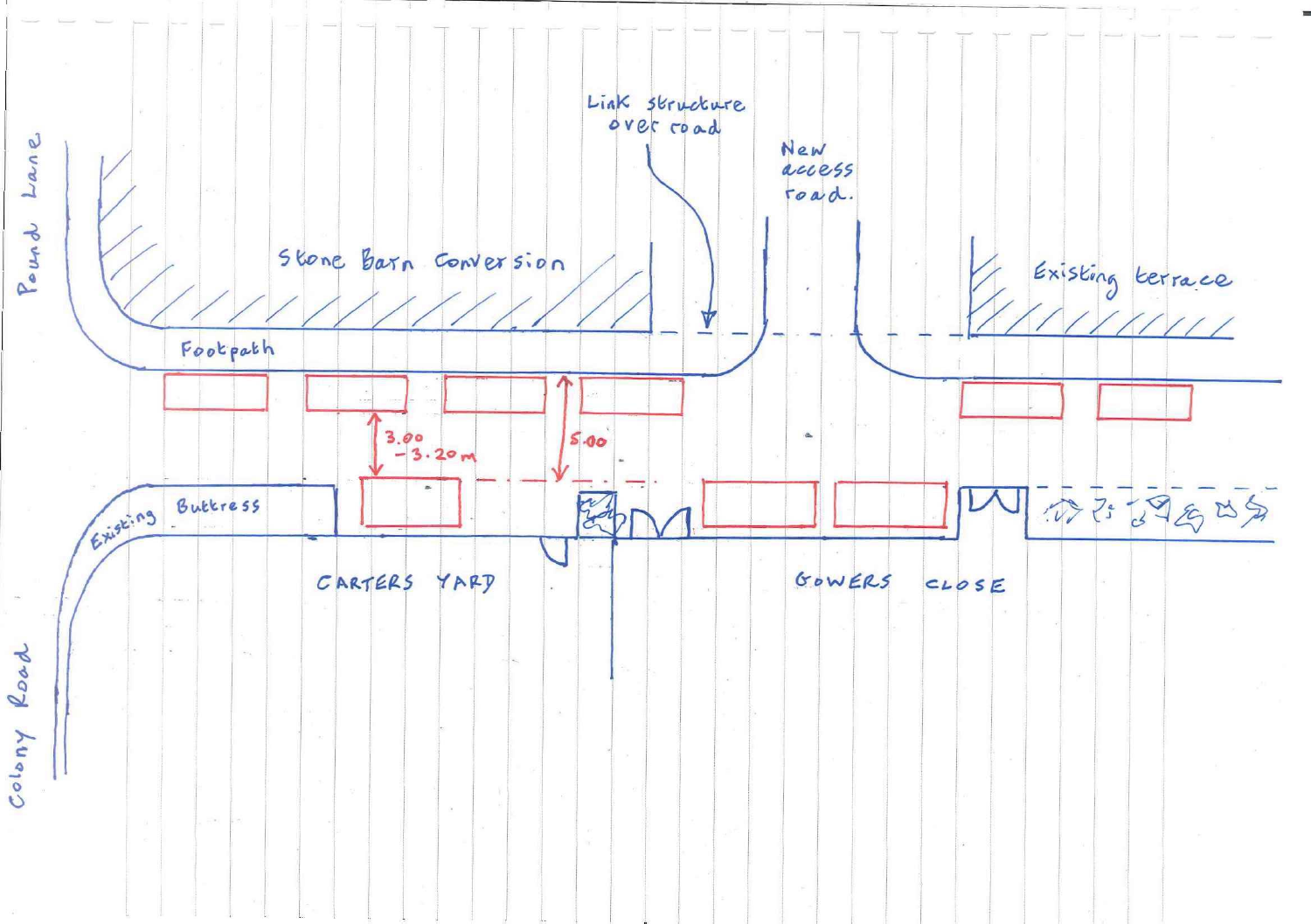Pound Lane

Stone Barn Conversion

Link structure over road

New access road.

Existing terrace

Footpath

3.00 - 3.20m

5.00

Existing Buttress

CARTERS YARD

GOWERS CLOSE

Colony Road